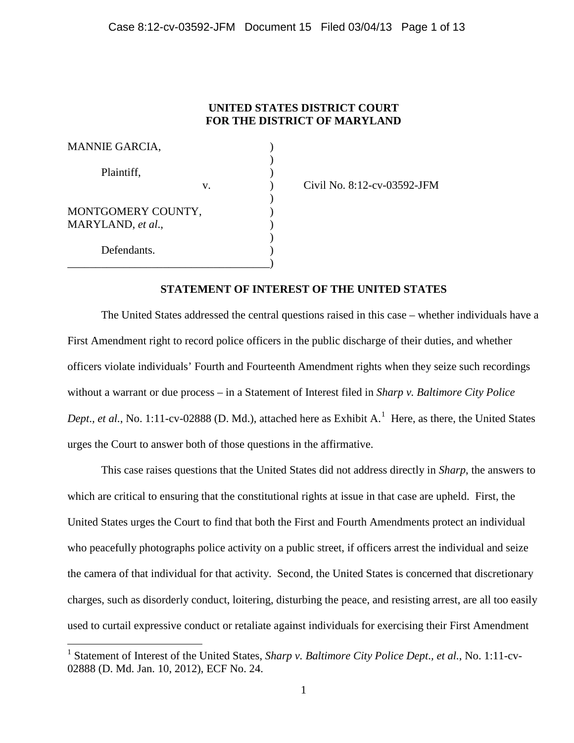**UNITED STATES DISTRICT COURT**
**FOR THE DISTRICT OF MARYLAND**

MANNIE GARCIA,

Plaintiff,

v.

MONTGOMERY COUNTY, MARYLAND, *et al*.,

Defendants.

Civil No. 8:12-cv-03592-JFM

**STATEMENT OF INTEREST OF THE UNITED STATES**

The United States addressed the central questions raised in this case – whether individuals have a First Amendment right to record police officers in the public discharge of their duties, and whether officers violate individuals' Fourth and Fourteenth Amendment rights when they seize such recordings without a warrant or due process – in a Statement of Interest filed in *Sharp v. Baltimore City Police Dept., et al.*, No. 1:11-cv-02888 (D. Md.), attached here as Exhibit A.[1] Here, as there, the United States urges the Court to answer both of those questions in the affirmative.

This case raises questions that the United States did not address directly in *Sharp*, the answers to which are critical to ensuring that the constitutional rights at issue in that case are upheld. First, the United States urges the Court to find that both the First and Fourth Amendments protect an individual who peacefully photographs police activity on a public street, if officers arrest the individual and seize the camera of that individual for that activity. Second, the United States is concerned that discretionary charges, such as disorderly conduct, loitering, disturbing the peace, and resisting arrest, are all too easily used to curtail expressive conduct or retaliate against individuals for exercising their First Amendment

[1] Statement of Interest of the United States, *Sharp v. Baltimore City Police Dept., et al.*, No. 1:11-cv-02888 (D. Md. Jan. 10, 2012), ECF No. 24.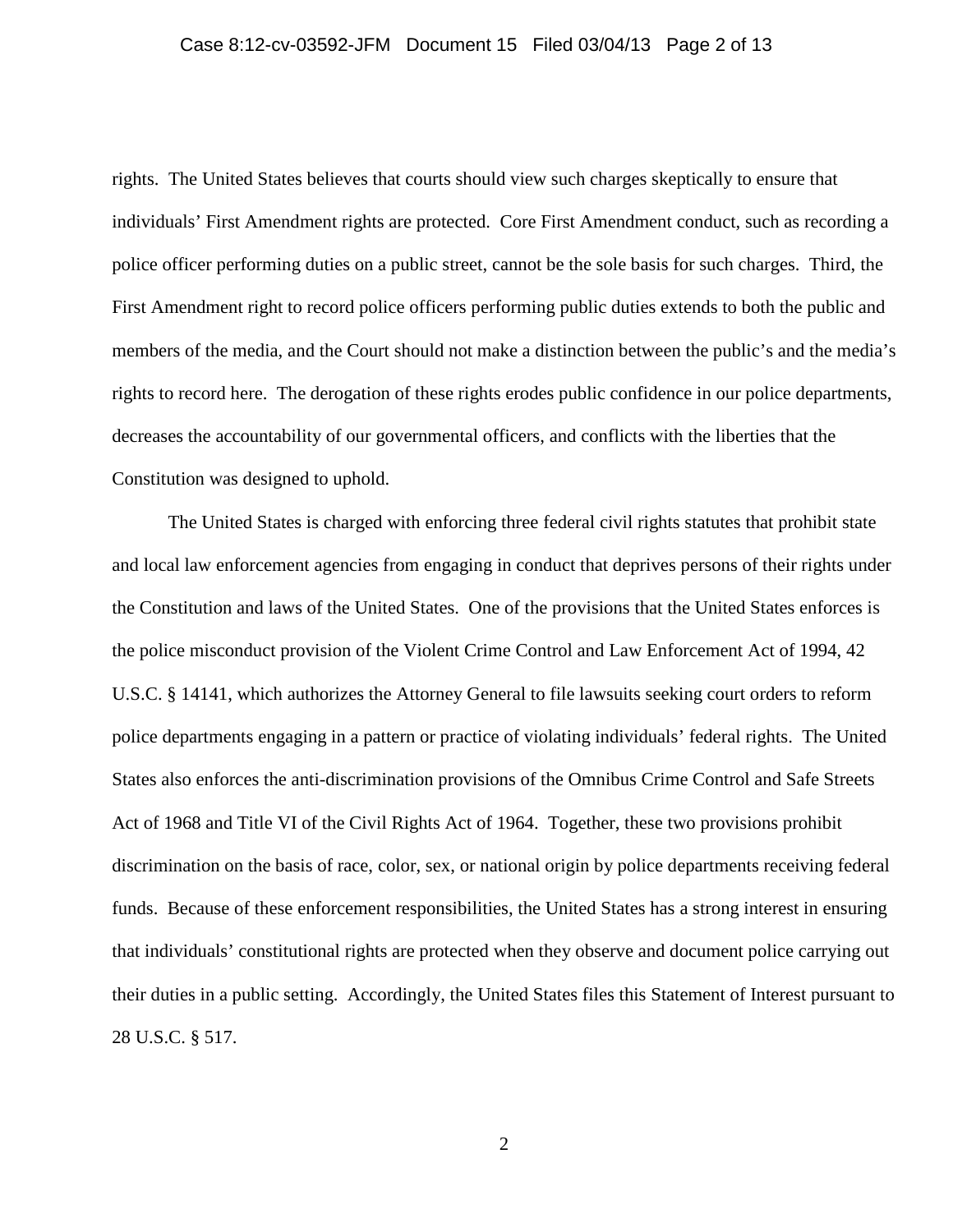rights. The United States believes that courts should view such charges skeptically to ensure that individuals' First Amendment rights are protected. Core First Amendment conduct, such as recording a police officer performing duties on a public street, cannot be the sole basis for such charges. Third, the First Amendment right to record police officers performing public duties extends to both the public and members of the media, and the Court should not make a distinction between the public's and the media's rights to record here. The derogation of these rights erodes public confidence in our police departments, decreases the accountability of our governmental officers, and conflicts with the liberties that the Constitution was designed to uphold.

The United States is charged with enforcing three federal civil rights statutes that prohibit state and local law enforcement agencies from engaging in conduct that deprives persons of their rights under the Constitution and laws of the United States. One of the provisions that the United States enforces is the police misconduct provision of the Violent Crime Control and Law Enforcement Act of 1994, 42 U.S.C. § 14141, which authorizes the Attorney General to file lawsuits seeking court orders to reform police departments engaging in a pattern or practice of violating individuals' federal rights. The United States also enforces the anti-discrimination provisions of the Omnibus Crime Control and Safe Streets Act of 1968 and Title VI of the Civil Rights Act of 1964. Together, these two provisions prohibit discrimination on the basis of race, color, sex, or national origin by police departments receiving federal funds. Because of these enforcement responsibilities, the United States has a strong interest in ensuring that individuals' constitutional rights are protected when they observe and document police carrying out their duties in a public setting. Accordingly, the United States files this Statement of Interest pursuant to 28 U.S.C. § 517.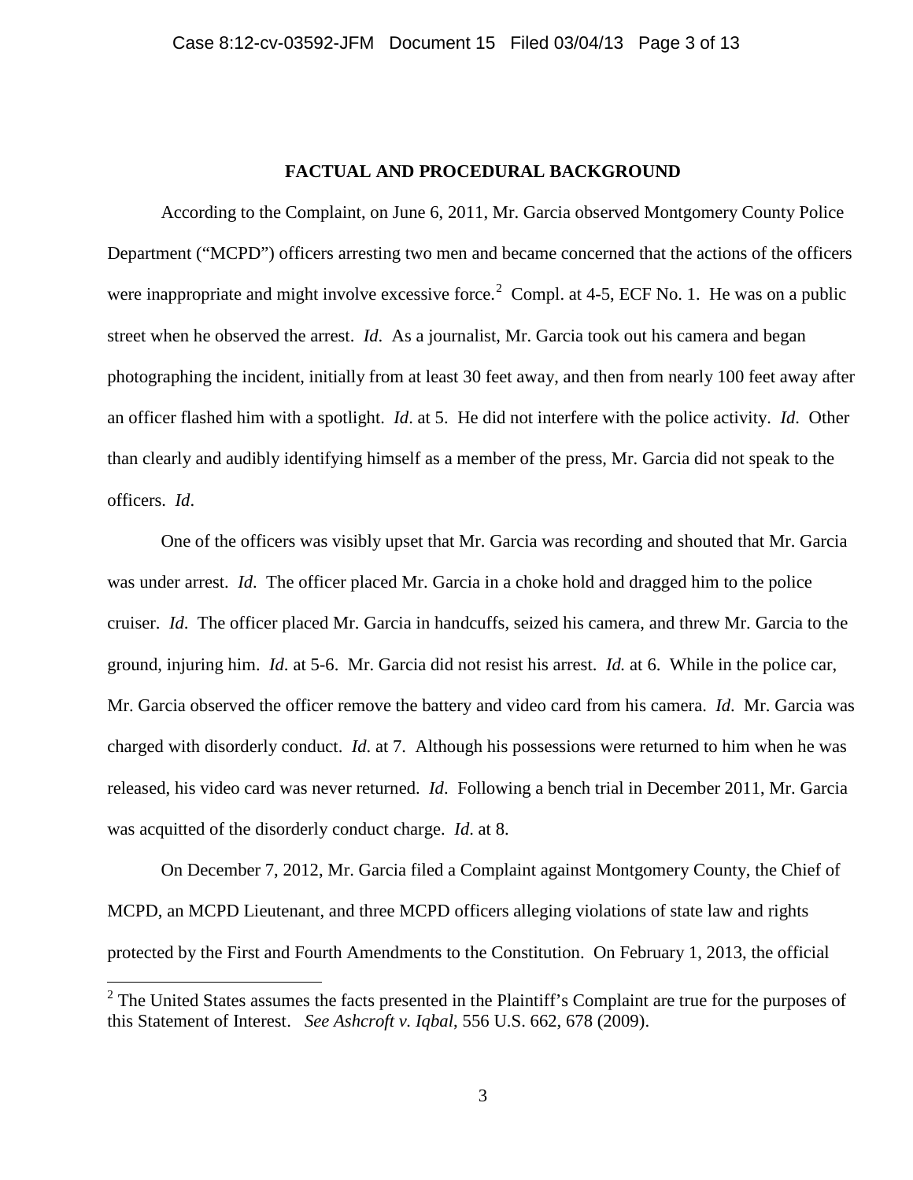## FACTUAL AND PROCEDURAL BACKGROUND

According to the Complaint, on June 6, 2011, Mr. Garcia observed Montgomery County Police Department ("MCPD") officers arresting two men and became concerned that the actions of the officers were inappropriate and might involve excessive force.[2] Compl. at 4-5, ECF No. 1. He was on a public street when he observed the arrest. *Id*. As a journalist, Mr. Garcia took out his camera and began photographing the incident, initially from at least 30 feet away, and then from nearly 100 feet away after an officer flashed him with a spotlight. *Id*. at 5. He did not interfere with the police activity. *Id*. Other than clearly and audibly identifying himself as a member of the press, Mr. Garcia did not speak to the officers. *Id*.

One of the officers was visibly upset that Mr. Garcia was recording and shouted that Mr. Garcia was under arrest. *Id*. The officer placed Mr. Garcia in a choke hold and dragged him to the police cruiser. *Id*. The officer placed Mr. Garcia in handcuffs, seized his camera, and threw Mr. Garcia to the ground, injuring him. *Id*. at 5-6. Mr. Garcia did not resist his arrest. *Id.* at 6. While in the police car, Mr. Garcia observed the officer remove the battery and video card from his camera. *Id*. Mr. Garcia was charged with disorderly conduct. *Id*. at 7. Although his possessions were returned to him when he was released, his video card was never returned. *Id*. Following a bench trial in December 2011, Mr. Garcia was acquitted of the disorderly conduct charge. *Id*. at 8.

On December 7, 2012, Mr. Garcia filed a Complaint against Montgomery County, the Chief of MCPD, an MCPD Lieutenant, and three MCPD officers alleging violations of state law and rights protected by the First and Fourth Amendments to the Constitution. On February 1, 2013, the official

---

[2] The United States assumes the facts presented in the Plaintiff's Complaint are true for the purposes of this Statement of Interest. *See Ashcroft v. Iqbal*, 556 U.S. 662, 678 (2009).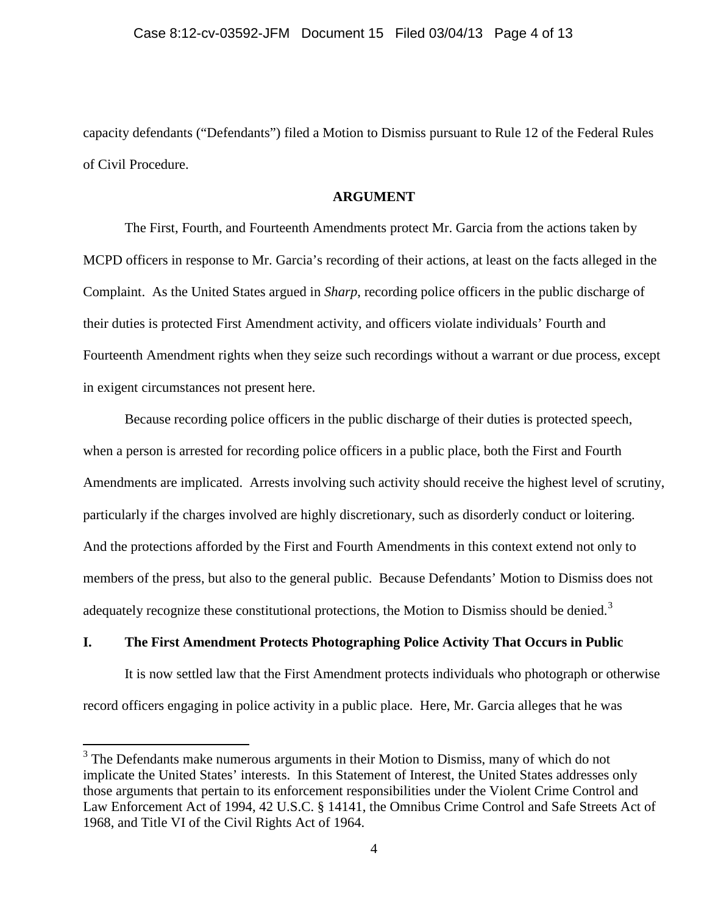capacity defendants ("Defendants") filed a Motion to Dismiss pursuant to Rule 12 of the Federal Rules of Civil Procedure.

## ARGUMENT

The First, Fourth, and Fourteenth Amendments protect Mr. Garcia from the actions taken by MCPD officers in response to Mr. Garcia's recording of their actions, at least on the facts alleged in the Complaint. As the United States argued in *Sharp*, recording police officers in the public discharge of their duties is protected First Amendment activity, and officers violate individuals' Fourth and Fourteenth Amendment rights when they seize such recordings without a warrant or due process, except in exigent circumstances not present here.

Because recording police officers in the public discharge of their duties is protected speech, when a person is arrested for recording police officers in a public place, both the First and Fourth Amendments are implicated. Arrests involving such activity should receive the highest level of scrutiny, particularly if the charges involved are highly discretionary, such as disorderly conduct or loitering. And the protections afforded by the First and Fourth Amendments in this context extend not only to members of the press, but also to the general public. Because Defendants' Motion to Dismiss does not adequately recognize these constitutional protections, the Motion to Dismiss should be denied.[3]

### I. The First Amendment Protects Photographing Police Activity That Occurs in Public

It is now settled law that the First Amendment protects individuals who photograph or otherwise record officers engaging in police activity in a public place. Here, Mr. Garcia alleges that he was

[3] The Defendants make numerous arguments in their Motion to Dismiss, many of which do not implicate the United States' interests. In this Statement of Interest, the United States addresses only those arguments that pertain to its enforcement responsibilities under the Violent Crime Control and Law Enforcement Act of 1994, 42 U.S.C. § 14141, the Omnibus Crime Control and Safe Streets Act of 1968, and Title VI of the Civil Rights Act of 1964.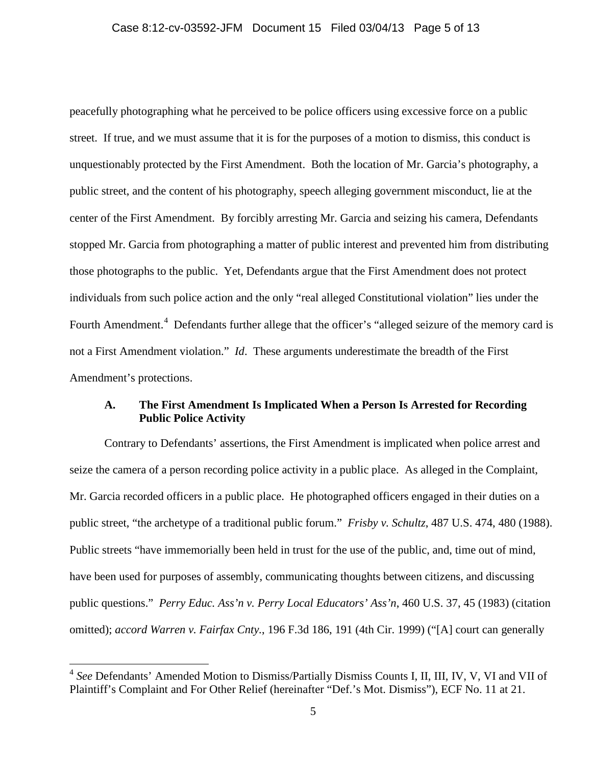peacefully photographing what he perceived to be police officers using excessive force on a public street. If true, and we must assume that it is for the purposes of a motion to dismiss, this conduct is unquestionably protected by the First Amendment. Both the location of Mr. Garcia's photography, a public street, and the content of his photography, speech alleging government misconduct, lie at the center of the First Amendment. By forcibly arresting Mr. Garcia and seizing his camera, Defendants stopped Mr. Garcia from photographing a matter of public interest and prevented him from distributing those photographs to the public. Yet, Defendants argue that the First Amendment does not protect individuals from such police action and the only "real alleged Constitutional violation" lies under the Fourth Amendment.[4] Defendants further allege that the officer's "alleged seizure of the memory card is not a First Amendment violation." *Id*. These arguments underestimate the breadth of the First Amendment's protections.

### A. The First Amendment Is Implicated When a Person Is Arrested for Recording Public Police Activity

Contrary to Defendants' assertions, the First Amendment is implicated when police arrest and seize the camera of a person recording police activity in a public place. As alleged in the Complaint, Mr. Garcia recorded officers in a public place. He photographed officers engaged in their duties on a public street, "the archetype of a traditional public forum." *Frisby v. Schultz*, 487 U.S. 474, 480 (1988). Public streets "have immemorially been held in trust for the use of the public, and, time out of mind, have been used for purposes of assembly, communicating thoughts between citizens, and discussing public questions." *Perry Educ. Ass'n v. Perry Local Educators' Ass'n*, 460 U.S. 37, 45 (1983) (citation omitted); *accord Warren v. Fairfax Cnty.*, 196 F.3d 186, 191 (4th Cir. 1999) ("[A] court can generally

---

[4] *See* Defendants' Amended Motion to Dismiss/Partially Dismiss Counts I, II, III, IV, V, VI and VII of Plaintiff's Complaint and For Other Relief (hereinafter "Def.'s Mot. Dismiss"), ECF No. 11 at 21.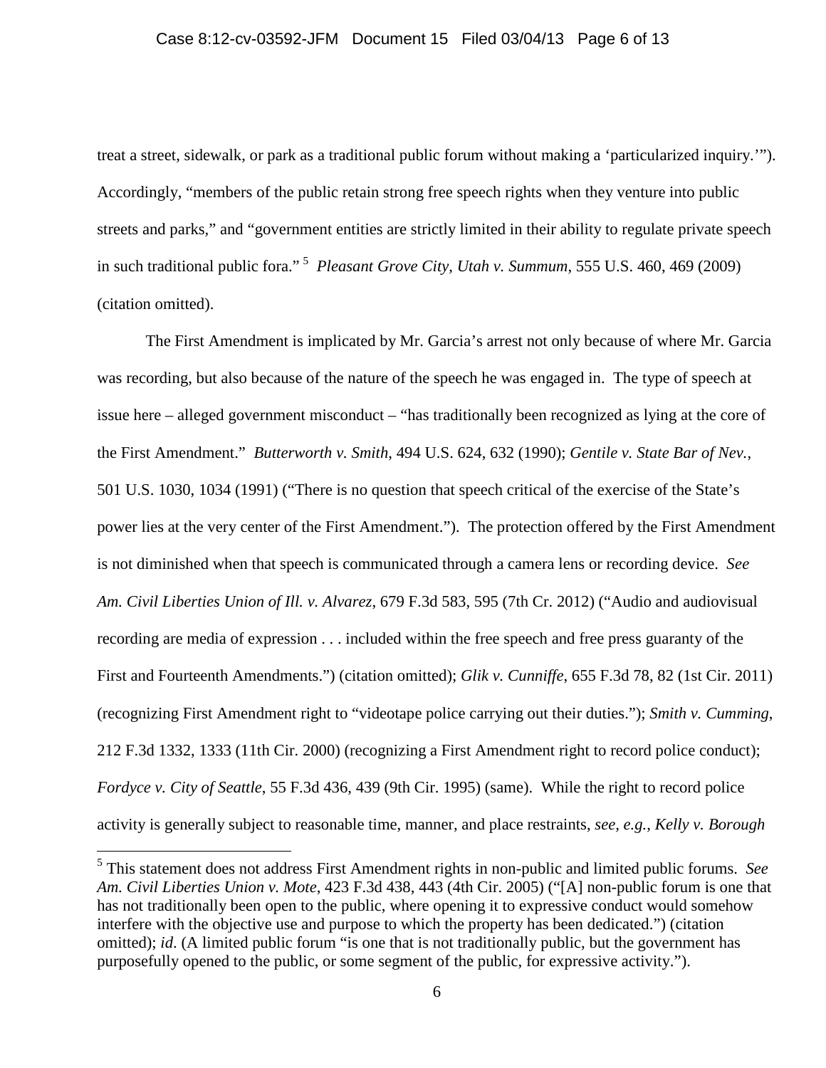treat a street, sidewalk, or park as a traditional public forum without making a 'particularized inquiry.'"). Accordingly, "members of the public retain strong free speech rights when they venture into public streets and parks," and "government entities are strictly limited in their ability to regulate private speech in such traditional public fora."[5] *Pleasant Grove City, Utah v. Summum*, 555 U.S. 460, 469 (2009) (citation omitted).

The First Amendment is implicated by Mr. Garcia's arrest not only because of where Mr. Garcia was recording, but also because of the nature of the speech he was engaged in. The type of speech at issue here – alleged government misconduct – "has traditionally been recognized as lying at the core of the First Amendment." *Butterworth v. Smith*, 494 U.S. 624, 632 (1990); *Gentile v. State Bar of Nev.*, 501 U.S. 1030, 1034 (1991) ("There is no question that speech critical of the exercise of the State's power lies at the very center of the First Amendment."). The protection offered by the First Amendment is not diminished when that speech is communicated through a camera lens or recording device. *See Am. Civil Liberties Union of Ill. v. Alvarez*, 679 F.3d 583, 595 (7th Cr. 2012) ("Audio and audiovisual recording are media of expression . . . included within the free speech and free press guaranty of the First and Fourteenth Amendments.") (citation omitted); *Glik v. Cunniffe*, 655 F.3d 78, 82 (1st Cir. 2011) (recognizing First Amendment right to "videotape police carrying out their duties."); *Smith v. Cumming*, 212 F.3d 1332, 1333 (11th Cir. 2000) (recognizing a First Amendment right to record police conduct); *Fordyce v. City of Seattle*, 55 F.3d 436, 439 (9th Cir. 1995) (same). While the right to record police activity is generally subject to reasonable time, manner, and place restraints, *see, e.g.*, *Kelly v. Borough*

---

[5] This statement does not address First Amendment rights in non-public and limited public forums. *See Am. Civil Liberties Union v. Mote*, 423 F.3d 438, 443 (4th Cir. 2005) ("[A] non-public forum is one that has not traditionally been open to the public, where opening it to expressive conduct would somehow interfere with the objective use and purpose to which the property has been dedicated.") (citation omitted); *id*. (A limited public forum "is one that is not traditionally public, but the government has purposefully opened to the public, or some segment of the public, for expressive activity.").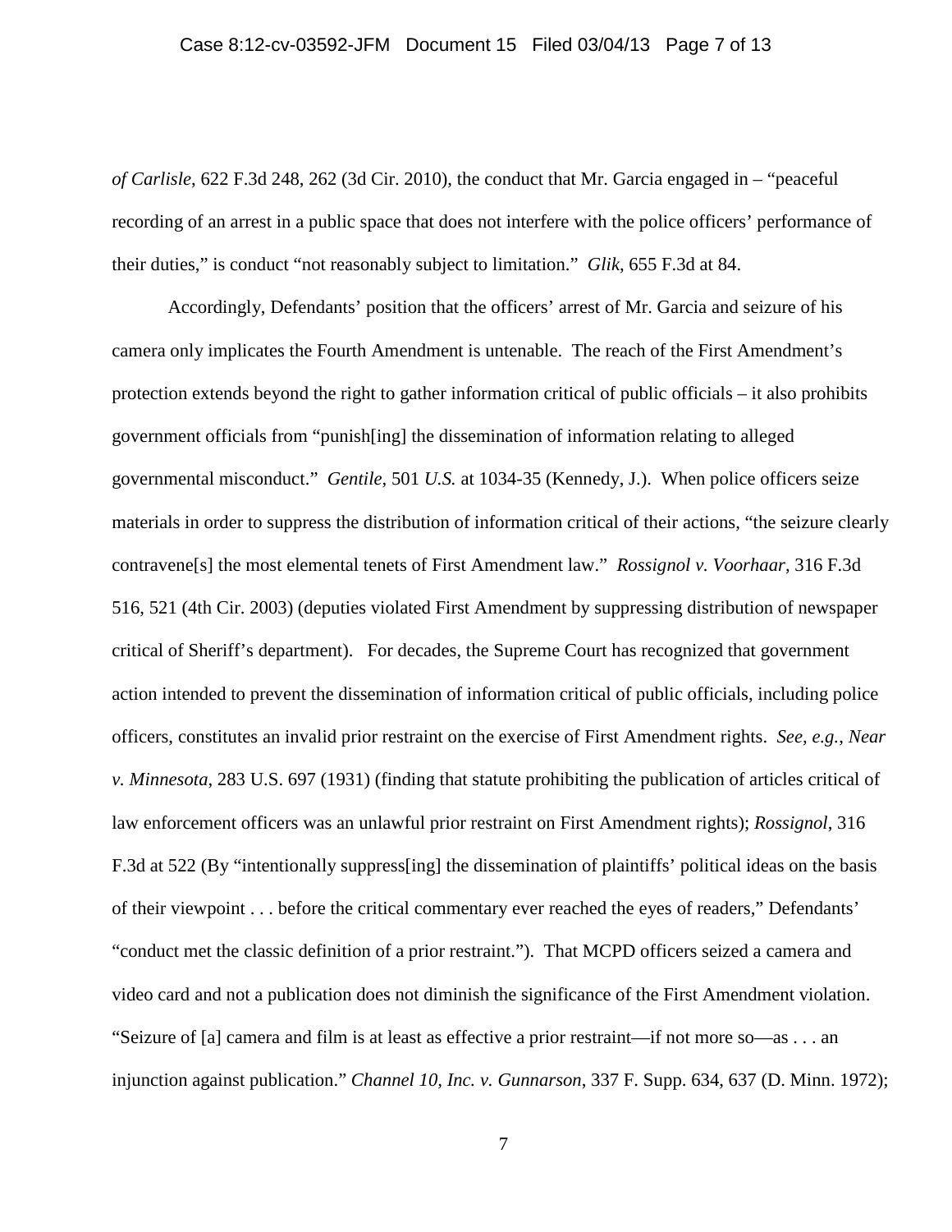*of Carlisle*, 622 F.3d 248, 262 (3d Cir. 2010), the conduct that Mr. Garcia engaged in – "peaceful recording of an arrest in a public space that does not interfere with the police officers' performance of their duties," is conduct "not reasonably subject to limitation." *Glik*, 655 F.3d at 84.

Accordingly, Defendants' position that the officers' arrest of Mr. Garcia and seizure of his camera only implicates the Fourth Amendment is untenable. The reach of the First Amendment's protection extends beyond the right to gather information critical of public officials – it also prohibits government officials from "punish[ing] the dissemination of information relating to alleged governmental misconduct." *Gentile*, 501 *U.S.* at 1034-35 (Kennedy, J.). When police officers seize materials in order to suppress the distribution of information critical of their actions, "the seizure clearly contravene[s] the most elemental tenets of First Amendment law." *Rossignol v. Voorhaar*, 316 F.3d 516, 521 (4th Cir. 2003) (deputies violated First Amendment by suppressing distribution of newspaper critical of Sheriff's department). For decades, the Supreme Court has recognized that government action intended to prevent the dissemination of information critical of public officials, including police officers, constitutes an invalid prior restraint on the exercise of First Amendment rights. *See, e.g.*, *Near v. Minnesota*, 283 U.S. 697 (1931) (finding that statute prohibiting the publication of articles critical of law enforcement officers was an unlawful prior restraint on First Amendment rights); *Rossignol*, 316 F.3d at 522 (By "intentionally suppress[ing] the dissemination of plaintiffs' political ideas on the basis of their viewpoint . . . before the critical commentary ever reached the eyes of readers," Defendants' "conduct met the classic definition of a prior restraint."). That MCPD officers seized a camera and video card and not a publication does not diminish the significance of the First Amendment violation. "Seizure of [a] camera and film is at least as effective a prior restraint—if not more so—as . . . an injunction against publication." *Channel 10, Inc. v. Gunnarson*, 337 F. Supp. 634, 637 (D. Minn. 1972);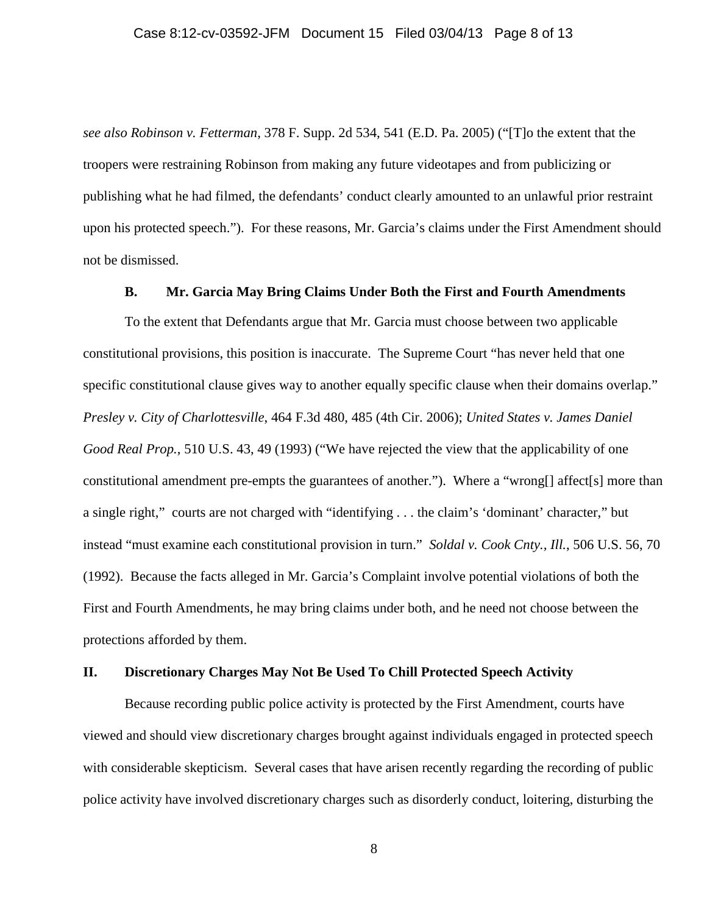*see also Robinson v. Fetterman*, 378 F. Supp. 2d 534, 541 (E.D. Pa. 2005) ("[T]o the extent that the troopers were restraining Robinson from making any future videotapes and from publicizing or publishing what he had filmed, the defendants' conduct clearly amounted to an unlawful prior restraint upon his protected speech."). For these reasons, Mr. Garcia's claims under the First Amendment should not be dismissed.

### B. Mr. Garcia May Bring Claims Under Both the First and Fourth Amendments

To the extent that Defendants argue that Mr. Garcia must choose between two applicable constitutional provisions, this position is inaccurate. The Supreme Court "has never held that one specific constitutional clause gives way to another equally specific clause when their domains overlap." *Presley v. City of Charlottesville*, 464 F.3d 480, 485 (4th Cir. 2006); *United States v. James Daniel Good Real Prop.*, 510 U.S. 43, 49 (1993) ("We have rejected the view that the applicability of one constitutional amendment pre-empts the guarantees of another."). Where a "wrong[] affect[s] more than a single right," courts are not charged with "identifying . . . the claim's 'dominant' character," but instead "must examine each constitutional provision in turn." *Soldal v. Cook Cnty., Ill.*, 506 U.S. 56, 70 (1992). Because the facts alleged in Mr. Garcia's Complaint involve potential violations of both the First and Fourth Amendments, he may bring claims under both, and he need not choose between the protections afforded by them.

## II. Discretionary Charges May Not Be Used To Chill Protected Speech Activity

Because recording public police activity is protected by the First Amendment, courts have viewed and should view discretionary charges brought against individuals engaged in protected speech with considerable skepticism. Several cases that have arisen recently regarding the recording of public police activity have involved discretionary charges such as disorderly conduct, loitering, disturbing the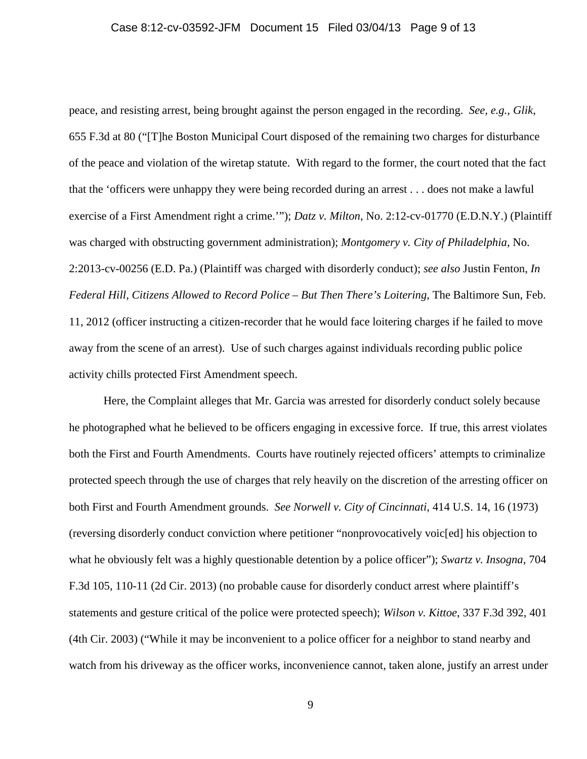peace, and resisting arrest, being brought against the person engaged in the recording. *See, e.g.*, *Glik*, 655 F.3d at 80 ("[T]he Boston Municipal Court disposed of the remaining two charges for disturbance of the peace and violation of the wiretap statute. With regard to the former, the court noted that the fact that the 'officers were unhappy they were being recorded during an arrest . . . does not make a lawful exercise of a First Amendment right a crime.'"); *Datz v. Milton*, No. 2:12-cv-01770 (E.D.N.Y.) (Plaintiff was charged with obstructing government administration); *Montgomery v. City of Philadelphia*, No. 2:2013-cv-00256 (E.D. Pa.) (Plaintiff was charged with disorderly conduct); *see also* Justin Fenton, *In Federal Hill, Citizens Allowed to Record Police – But Then There's Loitering*, The Baltimore Sun, Feb. 11, 2012 (officer instructing a citizen-recorder that he would face loitering charges if he failed to move away from the scene of an arrest). Use of such charges against individuals recording public police activity chills protected First Amendment speech.

Here, the Complaint alleges that Mr. Garcia was arrested for disorderly conduct solely because he photographed what he believed to be officers engaging in excessive force. If true, this arrest violates both the First and Fourth Amendments. Courts have routinely rejected officers' attempts to criminalize protected speech through the use of charges that rely heavily on the discretion of the arresting officer on both First and Fourth Amendment grounds. *See Norwell v. City of Cincinnati*, 414 U.S. 14, 16 (1973) (reversing disorderly conduct conviction where petitioner "nonprovocatively voic[ed] his objection to what he obviously felt was a highly questionable detention by a police officer"); *Swartz v. Insogna*, 704 F.3d 105, 110-11 (2d Cir. 2013) (no probable cause for disorderly conduct arrest where plaintiff's statements and gesture critical of the police were protected speech); *Wilson v. Kittoe*, 337 F.3d 392, 401 (4th Cir. 2003) ("While it may be inconvenient to a police officer for a neighbor to stand nearby and watch from his driveway as the officer works, inconvenience cannot, taken alone, justify an arrest under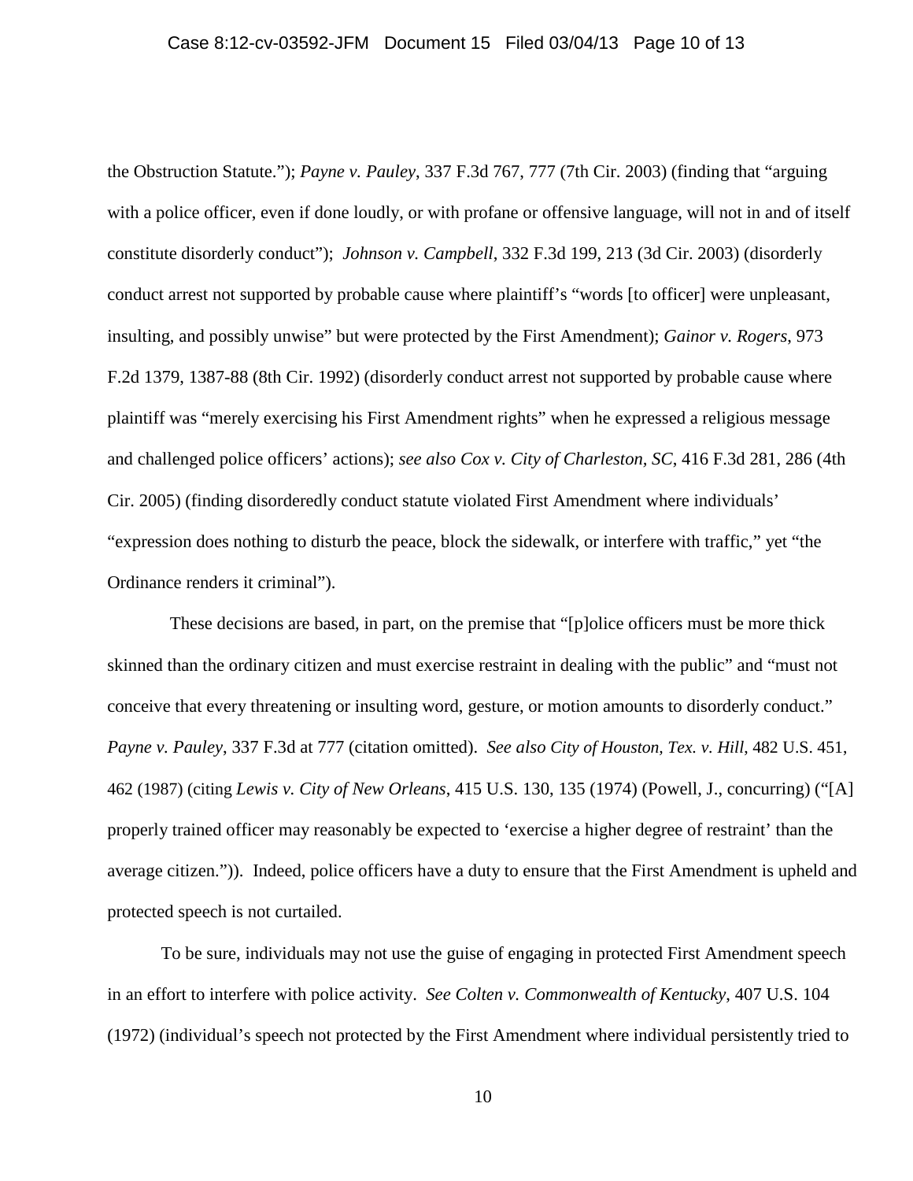the Obstruction Statute."); *Payne v. Pauley*, 337 F.3d 767, 777 (7th Cir. 2003) (finding that "arguing with a police officer, even if done loudly, or with profane or offensive language, will not in and of itself constitute disorderly conduct"); *Johnson v. Campbell*, 332 F.3d 199, 213 (3d Cir. 2003) (disorderly conduct arrest not supported by probable cause where plaintiff's "words [to officer] were unpleasant, insulting, and possibly unwise" but were protected by the First Amendment); *Gainor v. Rogers*, 973 F.2d 1379, 1387-88 (8th Cir. 1992) (disorderly conduct arrest not supported by probable cause where plaintiff was "merely exercising his First Amendment rights" when he expressed a religious message and challenged police officers' actions); *see also Cox v. City of Charleston, SC*, 416 F.3d 281, 286 (4th Cir. 2005) (finding disorderedly conduct statute violated First Amendment where individuals' "expression does nothing to disturb the peace, block the sidewalk, or interfere with traffic," yet "the Ordinance renders it criminal").

These decisions are based, in part, on the premise that "[p]olice officers must be more thick skinned than the ordinary citizen and must exercise restraint in dealing with the public" and "must not conceive that every threatening or insulting word, gesture, or motion amounts to disorderly conduct." *Payne v. Pauley*, 337 F.3d at 777 (citation omitted). *See also City of Houston, Tex. v. Hill*, 482 U.S. 451, 462 (1987) (citing *Lewis v. City of New Orleans*, 415 U.S. 130, 135 (1974) (Powell, J., concurring) ("[A] properly trained officer may reasonably be expected to 'exercise a higher degree of restraint' than the average citizen.")). Indeed, police officers have a duty to ensure that the First Amendment is upheld and protected speech is not curtailed.

To be sure, individuals may not use the guise of engaging in protected First Amendment speech in an effort to interfere with police activity. *See Colten v. Commonwealth of Kentucky*, 407 U.S. 104 (1972) (individual's speech not protected by the First Amendment where individual persistently tried to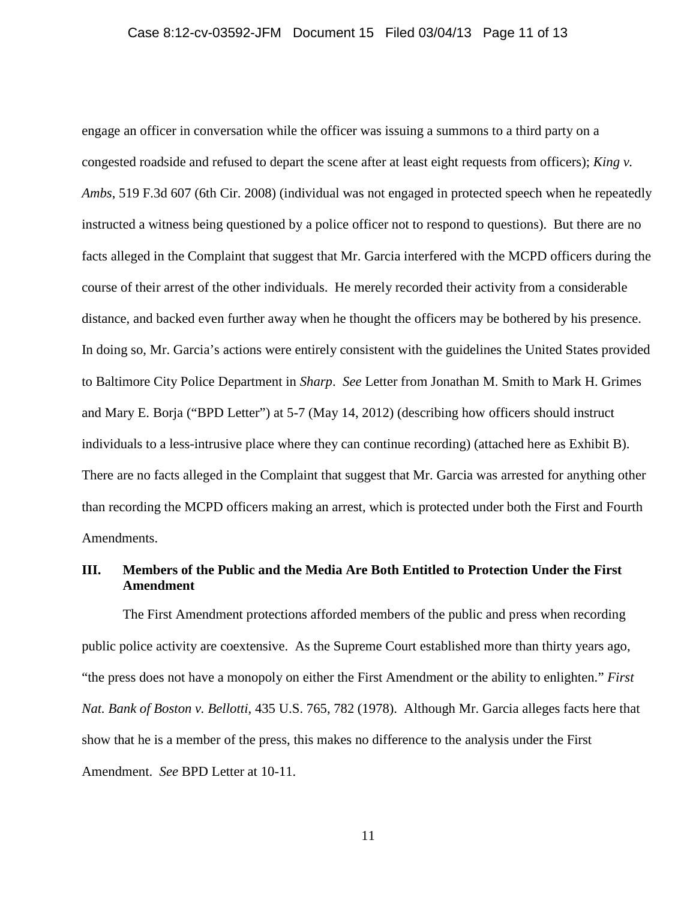engage an officer in conversation while the officer was issuing a summons to a third party on a congested roadside and refused to depart the scene after at least eight requests from officers); *King v. Ambs*, 519 F.3d 607 (6th Cir. 2008) (individual was not engaged in protected speech when he repeatedly instructed a witness being questioned by a police officer not to respond to questions). But there are no facts alleged in the Complaint that suggest that Mr. Garcia interfered with the MCPD officers during the course of their arrest of the other individuals. He merely recorded their activity from a considerable distance, and backed even further away when he thought the officers may be bothered by his presence. In doing so, Mr. Garcia's actions were entirely consistent with the guidelines the United States provided to Baltimore City Police Department in *Sharp*. *See* Letter from Jonathan M. Smith to Mark H. Grimes and Mary E. Borja ("BPD Letter") at 5-7 (May 14, 2012) (describing how officers should instruct individuals to a less-intrusive place where they can continue recording) (attached here as Exhibit B). There are no facts alleged in the Complaint that suggest that Mr. Garcia was arrested for anything other than recording the MCPD officers making an arrest, which is protected under both the First and Fourth Amendments.

## III. Members of the Public and the Media Are Both Entitled to Protection Under the First Amendment

The First Amendment protections afforded members of the public and press when recording public police activity are coextensive. As the Supreme Court established more than thirty years ago, "the press does not have a monopoly on either the First Amendment or the ability to enlighten." *First Nat. Bank of Boston v. Bellotti*, 435 U.S. 765, 782 (1978). Although Mr. Garcia alleges facts here that show that he is a member of the press, this makes no difference to the analysis under the First Amendment. *See* BPD Letter at 10-11.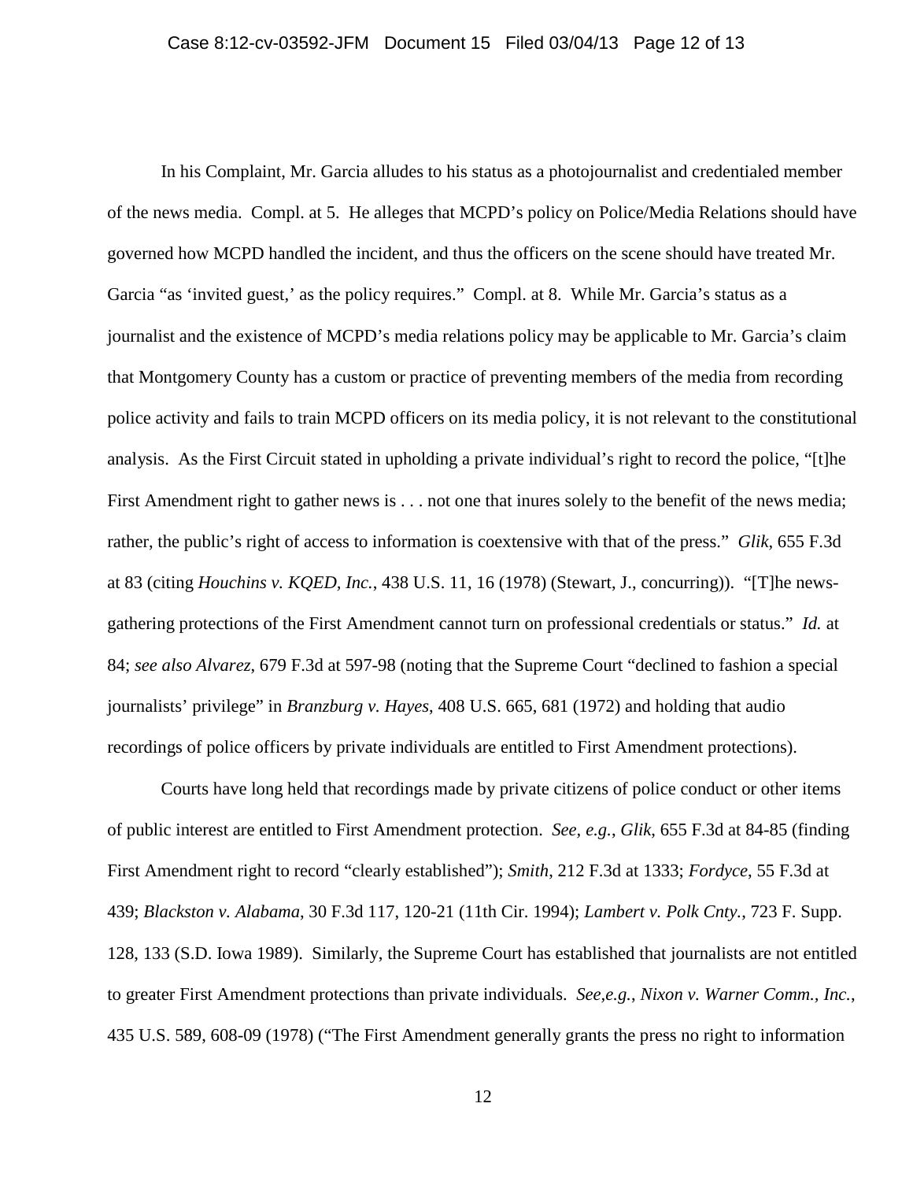In his Complaint, Mr. Garcia alludes to his status as a photojournalist and credentialed member of the news media. Compl. at 5. He alleges that MCPD's policy on Police/Media Relations should have governed how MCPD handled the incident, and thus the officers on the scene should have treated Mr. Garcia "as 'invited guest,' as the policy requires." Compl. at 8. While Mr. Garcia's status as a journalist and the existence of MCPD's media relations policy may be applicable to Mr. Garcia's claim that Montgomery County has a custom or practice of preventing members of the media from recording police activity and fails to train MCPD officers on its media policy, it is not relevant to the constitutional analysis. As the First Circuit stated in upholding a private individual's right to record the police, "[t]he First Amendment right to gather news is . . . not one that inures solely to the benefit of the news media; rather, the public's right of access to information is coextensive with that of the press." *Glik*, 655 F.3d at 83 (citing *Houchins v. KQED, Inc.*, 438 U.S. 11, 16 (1978) (Stewart, J., concurring)). "[T]he news-gathering protections of the First Amendment cannot turn on professional credentials or status." *Id.* at 84; *see also Alvarez*, 679 F.3d at 597-98 (noting that the Supreme Court "declined to fashion a special journalists' privilege" in *Branzburg v. Hayes*, 408 U.S. 665, 681 (1972) and holding that audio recordings of police officers by private individuals are entitled to First Amendment protections).

Courts have long held that recordings made by private citizens of police conduct or other items of public interest are entitled to First Amendment protection. *See, e.g.*, *Glik*, 655 F.3d at 84-85 (finding First Amendment right to record "clearly established"); *Smith*, 212 F.3d at 1333; *Fordyce*, 55 F.3d at 439; *Blackston v. Alabama*, 30 F.3d 117, 120-21 (11th Cir. 1994); *Lambert v. Polk Cnty.*, 723 F. Supp. 128, 133 (S.D. Iowa 1989). Similarly, the Supreme Court has established that journalists are not entitled to greater First Amendment protections than private individuals. *See,e.g.*, *Nixon v. Warner Comm., Inc.*, 435 U.S. 589, 608-09 (1978) ("The First Amendment generally grants the press no right to information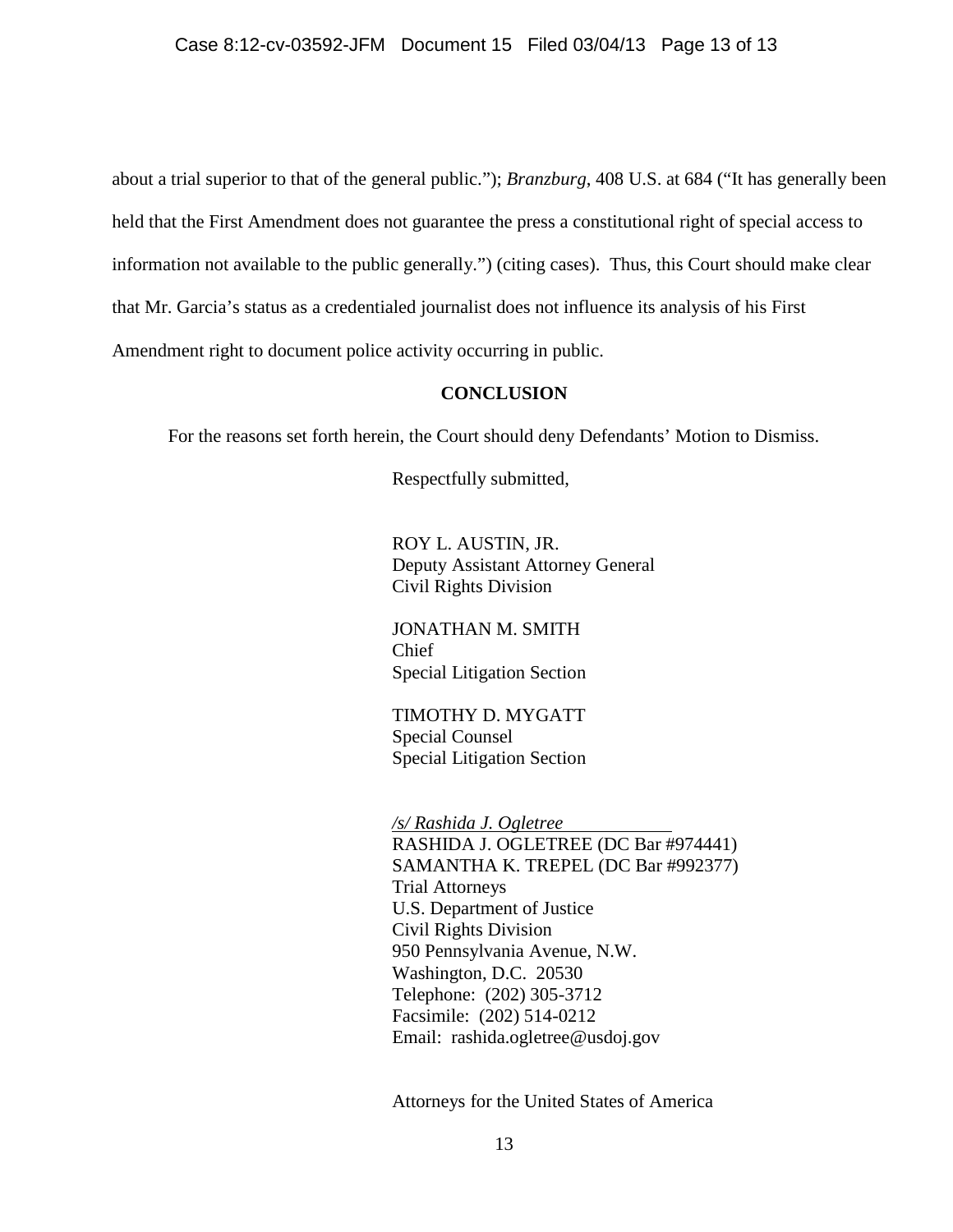about a trial superior to that of the general public."); *Branzburg*, 408 U.S. at 684 ("It has generally been held that the First Amendment does not guarantee the press a constitutional right of special access to information not available to the public generally.") (citing cases). Thus, this Court should make clear that Mr. Garcia's status as a credentialed journalist does not influence its analysis of his First Amendment right to document police activity occurring in public.

## CONCLUSION

For the reasons set forth herein, the Court should deny Defendants' Motion to Dismiss.

Respectfully submitted,

ROY L. AUSTIN, JR.
Deputy Assistant Attorney General
Civil Rights Division

JONATHAN M. SMITH
Chief
Special Litigation Section

TIMOTHY D. MYGATT
Special Counsel
Special Litigation Section

*/s/ Rashida J. Ogletree*
RASHIDA J. OGLETREE (DC Bar #974441)
SAMANTHA K. TREPEL (DC Bar #992377)
Trial Attorneys
U.S. Department of Justice
Civil Rights Division
950 Pennsylvania Avenue, N.W.
Washington, D.C. 20530
Telephone: (202) 305-3712
Facsimile: (202) 514-0212
Email: rashida.ogletree@usdoj.gov

Attorneys for the United States of America